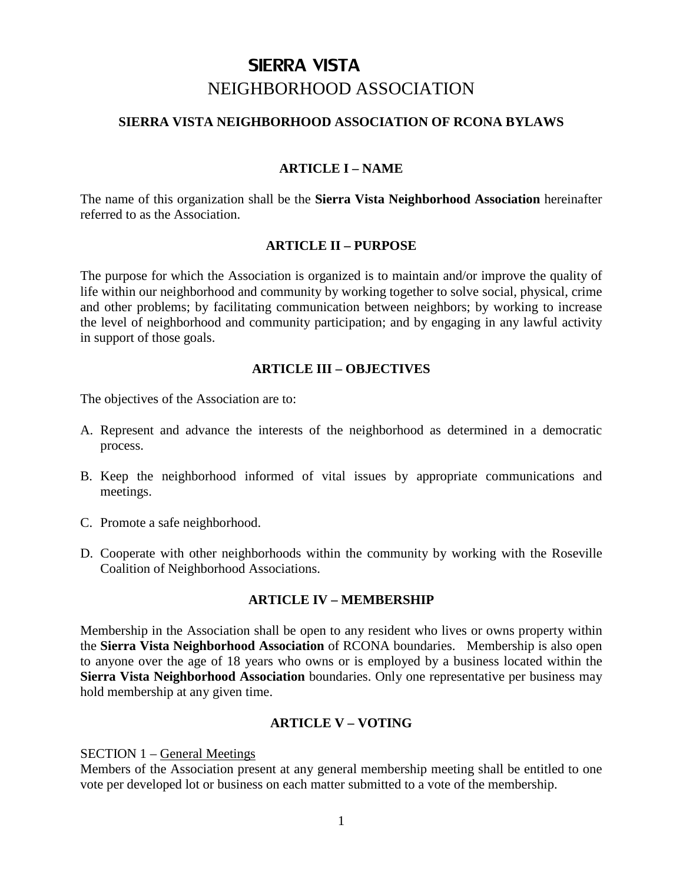# SIERRA VISTA
# NEIGHBORHOOD ASSOCIATION

## SIERRA VISTA NEIGHBORHOOD ASSOCIATION OF RCONA BYLAWS

### ARTICLE I – NAME

The name of this organization shall be the **Sierra Vista Neighborhood Association** hereinafter referred to as the Association.

### ARTICLE II – PURPOSE

The purpose for which the Association is organized is to maintain and/or improve the quality of life within our neighborhood and community by working together to solve social, physical, crime and other problems; by facilitating communication between neighbors; by working to increase the level of neighborhood and community participation; and by engaging in any lawful activity in support of those goals.

### ARTICLE III – OBJECTIVES

The objectives of the Association are to:

A. Represent and advance the interests of the neighborhood as determined in a democratic process.

B. Keep the neighborhood informed of vital issues by appropriate communications and meetings.

C. Promote a safe neighborhood.

D. Cooperate with other neighborhoods within the community by working with the Roseville Coalition of Neighborhood Associations.

### ARTICLE IV – MEMBERSHIP

Membership in the Association shall be open to any resident who lives or owns property within the **Sierra Vista Neighborhood Association** of RCONA boundaries. Membership is also open to anyone over the age of 18 years who owns or is employed by a business located within the **Sierra Vista Neighborhood Association** boundaries. Only one representative per business may hold membership at any given time.

### ARTICLE V – VOTING

SECTION 1 – General Meetings
Members of the Association present at any general membership meeting shall be entitled to one vote per developed lot or business on each matter submitted to a vote of the membership.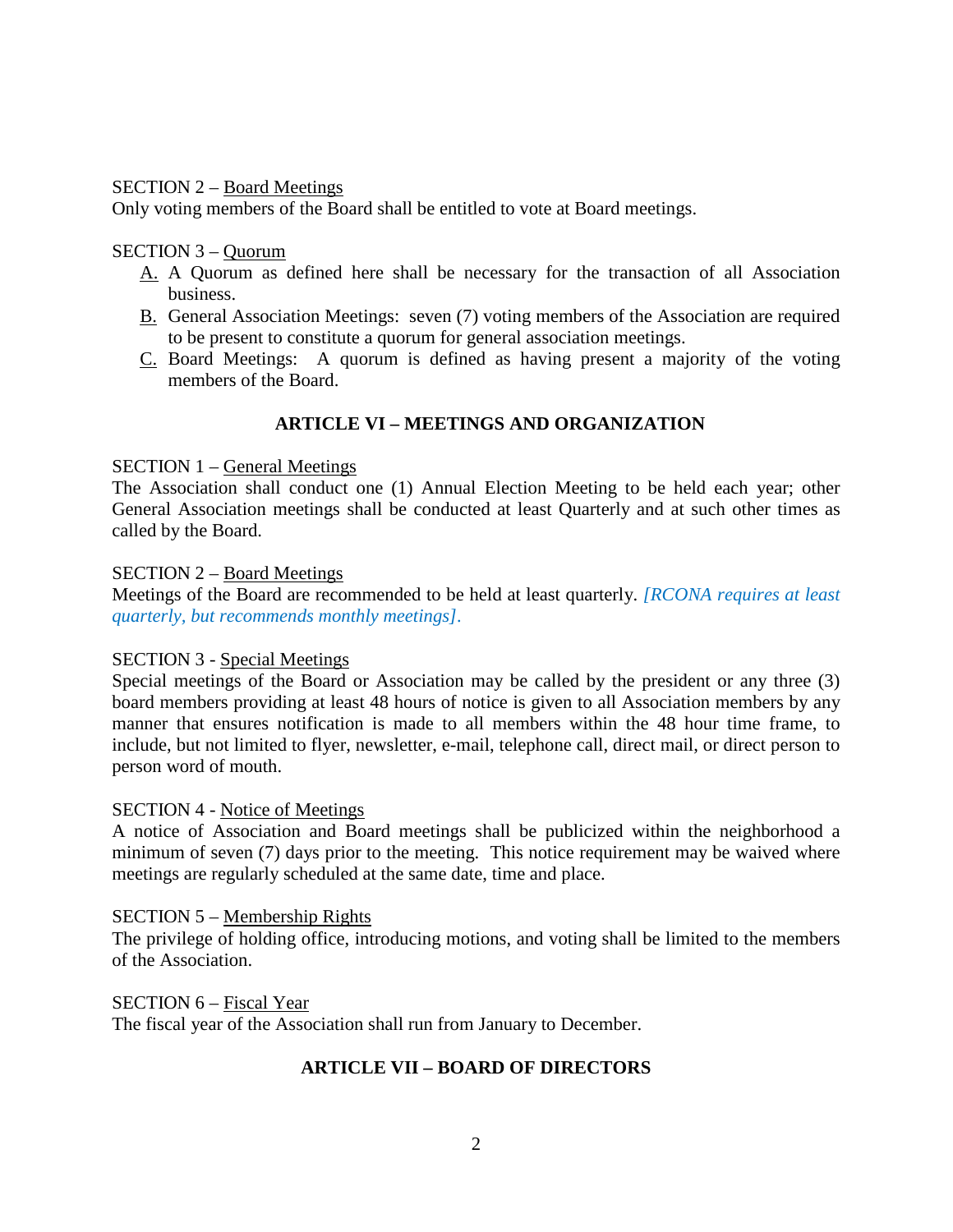SECTION 2 – Board Meetings
Only voting members of the Board shall be entitled to vote at Board meetings.

SECTION 3 – Quorum

A. A Quorum as defined here shall be necessary for the transaction of all Association business.
B. General Association Meetings: seven (7) voting members of the Association are required to be present to constitute a quorum for general association meetings.
C. Board Meetings: A quorum is defined as having present a majority of the voting members of the Board.

## ARTICLE VI – MEETINGS AND ORGANIZATION

SECTION 1 – General Meetings
The Association shall conduct one (1) Annual Election Meeting to be held each year; other General Association meetings shall be conducted at least Quarterly and at such other times as called by the Board.

SECTION 2 – Board Meetings
Meetings of the Board are recommended to be held at least quarterly. *[RCONA requires at least quarterly, but recommends monthly meetings]*.

SECTION 3 - Special Meetings
Special meetings of the Board or Association may be called by the president or any three (3) board members providing at least 48 hours of notice is given to all Association members by any manner that ensures notification is made to all members within the 48 hour time frame, to include, but not limited to flyer, newsletter, e-mail, telephone call, direct mail, or direct person to person word of mouth.

SECTION 4 - Notice of Meetings
A notice of Association and Board meetings shall be publicized within the neighborhood a minimum of seven (7) days prior to the meeting. This notice requirement may be waived where meetings are regularly scheduled at the same date, time and place.

SECTION 5 – Membership Rights
The privilege of holding office, introducing motions, and voting shall be limited to the members of the Association.

SECTION 6 – Fiscal Year
The fiscal year of the Association shall run from January to December.

## ARTICLE VII – BOARD OF DIRECTORS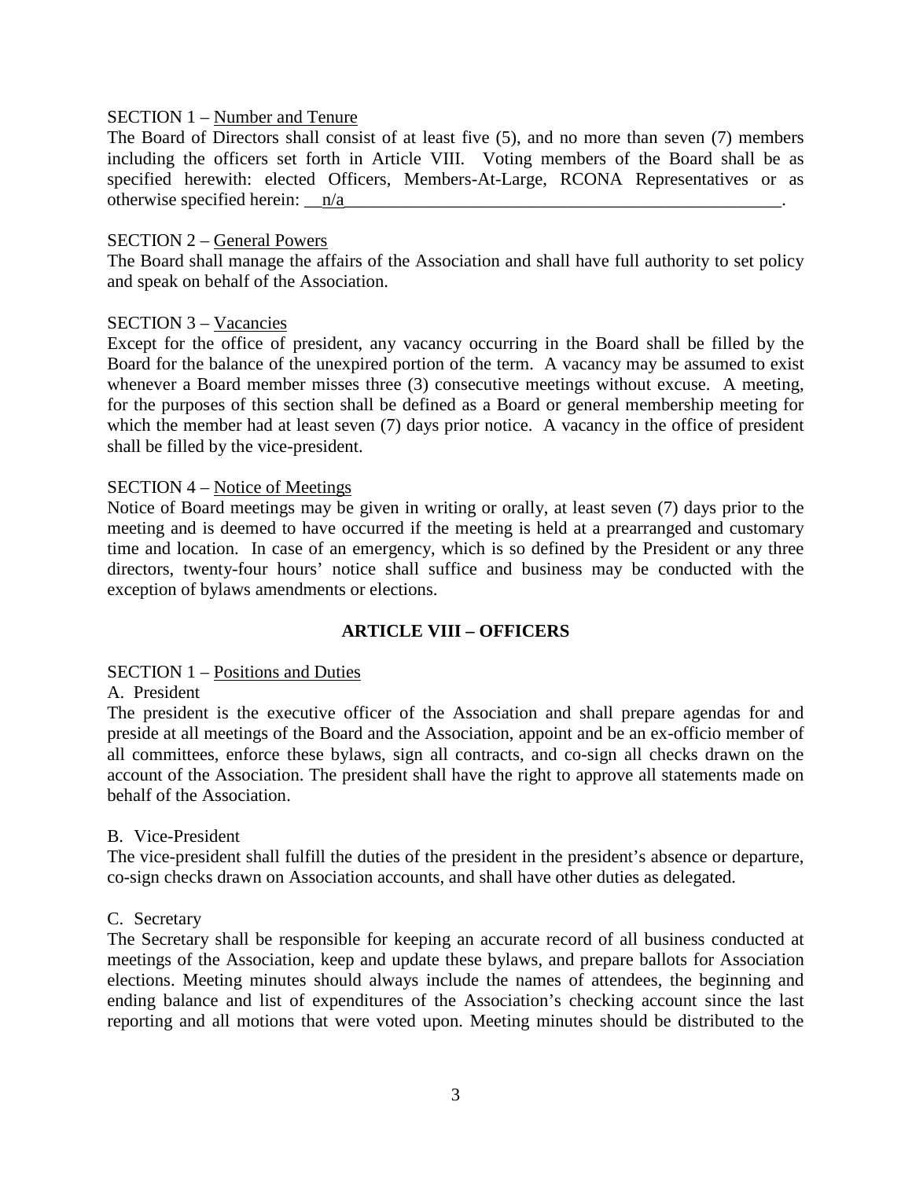SECTION 1 – Number and Tenure

The Board of Directors shall consist of at least five (5), and no more than seven (7) members including the officers set forth in Article VIII. Voting members of the Board shall be as specified herewith: elected Officers, Members-At-Large, RCONA Representatives or as otherwise specified herein: __n/a____________________________________________________.

SECTION 2 – General Powers

The Board shall manage the affairs of the Association and shall have full authority to set policy and speak on behalf of the Association.

SECTION 3 – Vacancies

Except for the office of president, any vacancy occurring in the Board shall be filled by the Board for the balance of the unexpired portion of the term. A vacancy may be assumed to exist whenever a Board member misses three (3) consecutive meetings without excuse. A meeting, for the purposes of this section shall be defined as a Board or general membership meeting for which the member had at least seven (7) days prior notice. A vacancy in the office of president shall be filled by the vice-president.

SECTION 4 – Notice of Meetings

Notice of Board meetings may be given in writing or orally, at least seven (7) days prior to the meeting and is deemed to have occurred if the meeting is held at a prearranged and customary time and location. In case of an emergency, which is so defined by the President or any three directors, twenty-four hours' notice shall suffice and business may be conducted with the exception of bylaws amendments or elections.

## ARTICLE VIII – OFFICERS

SECTION 1 – Positions and Duties

A. President

The president is the executive officer of the Association and shall prepare agendas for and preside at all meetings of the Board and the Association, appoint and be an ex-officio member of all committees, enforce these bylaws, sign all contracts, and co-sign all checks drawn on the account of the Association. The president shall have the right to approve all statements made on behalf of the Association.

B. Vice-President

The vice-president shall fulfill the duties of the president in the president's absence or departure, co-sign checks drawn on Association accounts, and shall have other duties as delegated.

C. Secretary

The Secretary shall be responsible for keeping an accurate record of all business conducted at meetings of the Association, keep and update these bylaws, and prepare ballots for Association elections. Meeting minutes should always include the names of attendees, the beginning and ending balance and list of expenditures of the Association's checking account since the last reporting and all motions that were voted upon. Meeting minutes should be distributed to the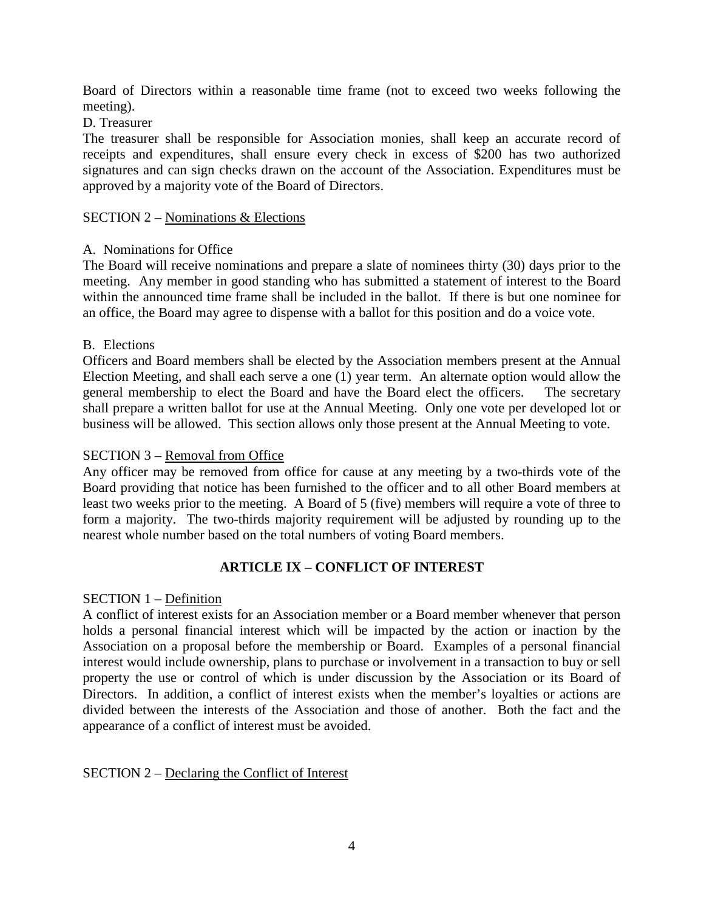Board of Directors within a reasonable time frame (not to exceed two weeks following the meeting).

D. Treasurer

The treasurer shall be responsible for Association monies, shall keep an accurate record of receipts and expenditures, shall ensure every check in excess of $200 has two authorized signatures and can sign checks drawn on the account of the Association. Expenditures must be approved by a majority vote of the Board of Directors.

SECTION 2 – Nominations & Elections

A. Nominations for Office

The Board will receive nominations and prepare a slate of nominees thirty (30) days prior to the meeting. Any member in good standing who has submitted a statement of interest to the Board within the announced time frame shall be included in the ballot. If there is but one nominee for an office, the Board may agree to dispense with a ballot for this position and do a voice vote.

B. Elections

Officers and Board members shall be elected by the Association members present at the Annual Election Meeting, and shall each serve a one (1) year term. An alternate option would allow the general membership to elect the Board and have the Board elect the officers. The secretary shall prepare a written ballot for use at the Annual Meeting. Only one vote per developed lot or business will be allowed. This section allows only those present at the Annual Meeting to vote.

SECTION 3 – Removal from Office

Any officer may be removed from office for cause at any meeting by a two-thirds vote of the Board providing that notice has been furnished to the officer and to all other Board members at least two weeks prior to the meeting. A Board of 5 (five) members will require a vote of three to form a majority. The two-thirds majority requirement will be adjusted by rounding up to the nearest whole number based on the total numbers of voting Board members.

## ARTICLE IX – CONFLICT OF INTEREST

SECTION 1 – Definition

A conflict of interest exists for an Association member or a Board member whenever that person holds a personal financial interest which will be impacted by the action or inaction by the Association on a proposal before the membership or Board. Examples of a personal financial interest would include ownership, plans to purchase or involvement in a transaction to buy or sell property the use or control of which is under discussion by the Association or its Board of Directors. In addition, a conflict of interest exists when the member's loyalties or actions are divided between the interests of the Association and those of another. Both the fact and the appearance of a conflict of interest must be avoided.

SECTION 2 – Declaring the Conflict of Interest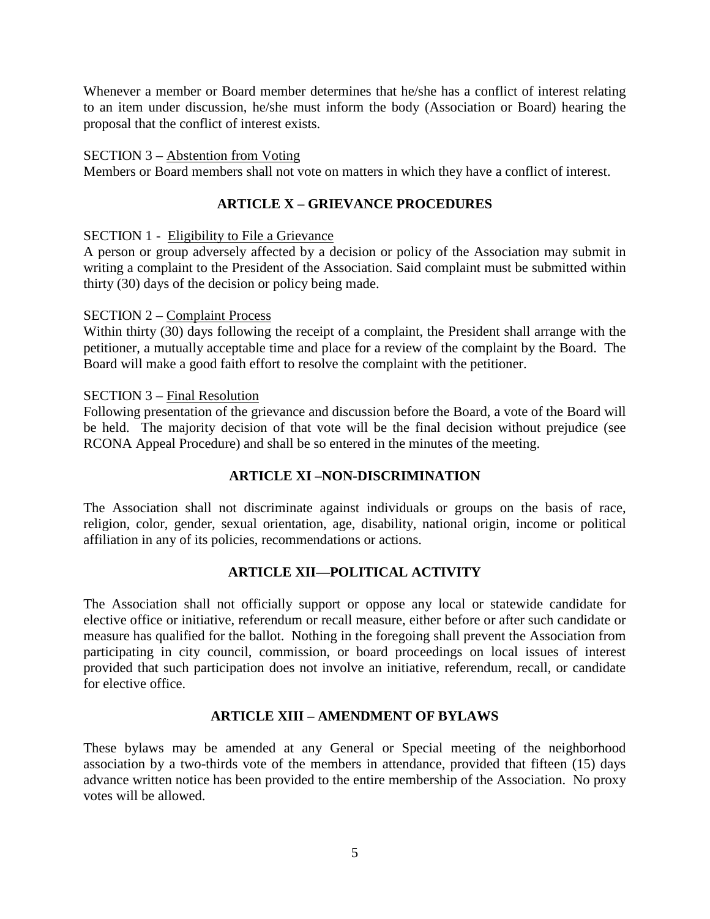Whenever a member or Board member determines that he/she has a conflict of interest relating to an item under discussion, he/she must inform the body (Association or Board) hearing the proposal that the conflict of interest exists.

SECTION 3 – Abstention from Voting

Members or Board members shall not vote on matters in which they have a conflict of interest.

## ARTICLE X – GRIEVANCE PROCEDURES

SECTION 1 - Eligibility to File a Grievance

A person or group adversely affected by a decision or policy of the Association may submit in writing a complaint to the President of the Association. Said complaint must be submitted within thirty (30) days of the decision or policy being made.

SECTION 2 – Complaint Process

Within thirty (30) days following the receipt of a complaint, the President shall arrange with the petitioner, a mutually acceptable time and place for a review of the complaint by the Board. The Board will make a good faith effort to resolve the complaint with the petitioner.

SECTION 3 – Final Resolution

Following presentation of the grievance and discussion before the Board, a vote of the Board will be held. The majority decision of that vote will be the final decision without prejudice (see RCONA Appeal Procedure) and shall be so entered in the minutes of the meeting.

## ARTICLE XI –NON-DISCRIMINATION

The Association shall not discriminate against individuals or groups on the basis of race, religion, color, gender, sexual orientation, age, disability, national origin, income or political affiliation in any of its policies, recommendations or actions.

## ARTICLE XII—POLITICAL ACTIVITY

The Association shall not officially support or oppose any local or statewide candidate for elective office or initiative, referendum or recall measure, either before or after such candidate or measure has qualified for the ballot. Nothing in the foregoing shall prevent the Association from participating in city council, commission, or board proceedings on local issues of interest provided that such participation does not involve an initiative, referendum, recall, or candidate for elective office.

## ARTICLE XIII – AMENDMENT OF BYLAWS

These bylaws may be amended at any General or Special meeting of the neighborhood association by a two-thirds vote of the members in attendance, provided that fifteen (15) days advance written notice has been provided to the entire membership of the Association. No proxy votes will be allowed.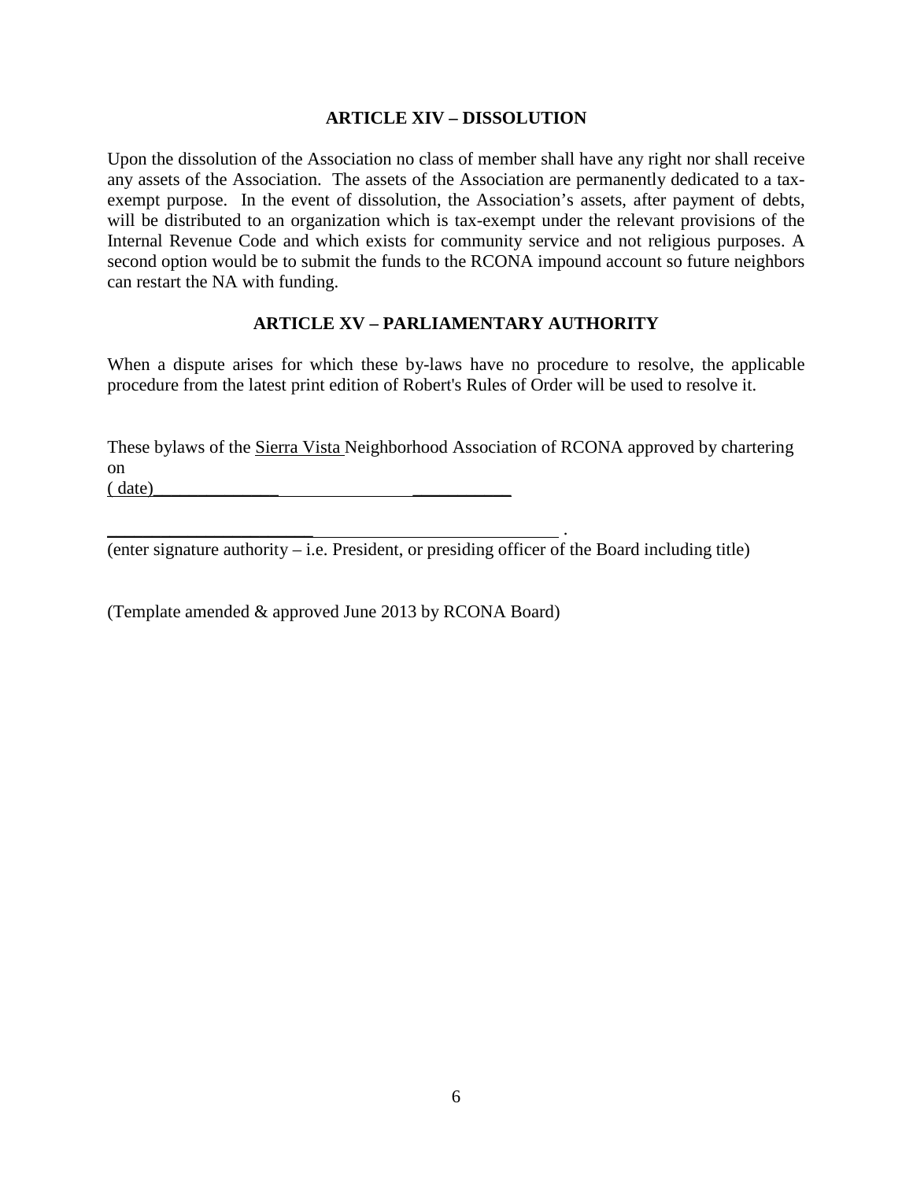## ARTICLE XIV – DISSOLUTION

Upon the dissolution of the Association no class of member shall have any right nor shall receive any assets of the Association. The assets of the Association are permanently dedicated to a tax-exempt purpose. In the event of dissolution, the Association's assets, after payment of debts, will be distributed to an organization which is tax-exempt under the relevant provisions of the Internal Revenue Code and which exists for community service and not religious purposes. A second option would be to submit the funds to the RCONA impound account so future neighbors can restart the NA with funding.

## ARTICLE XV – PARLIAMENTARY AUTHORITY

When a dispute arises for which these by-laws have no procedure to resolve, the applicable procedure from the latest print edition of Robert's Rules of Order will be used to resolve it.

These bylaws of the Sierra Vista Neighborhood Association of RCONA approved by chartering on
( date)______________ ___________

______________________ .
(enter signature authority – i.e. President, or presiding officer of the Board including title)

(Template amended & approved June 2013 by RCONA Board)